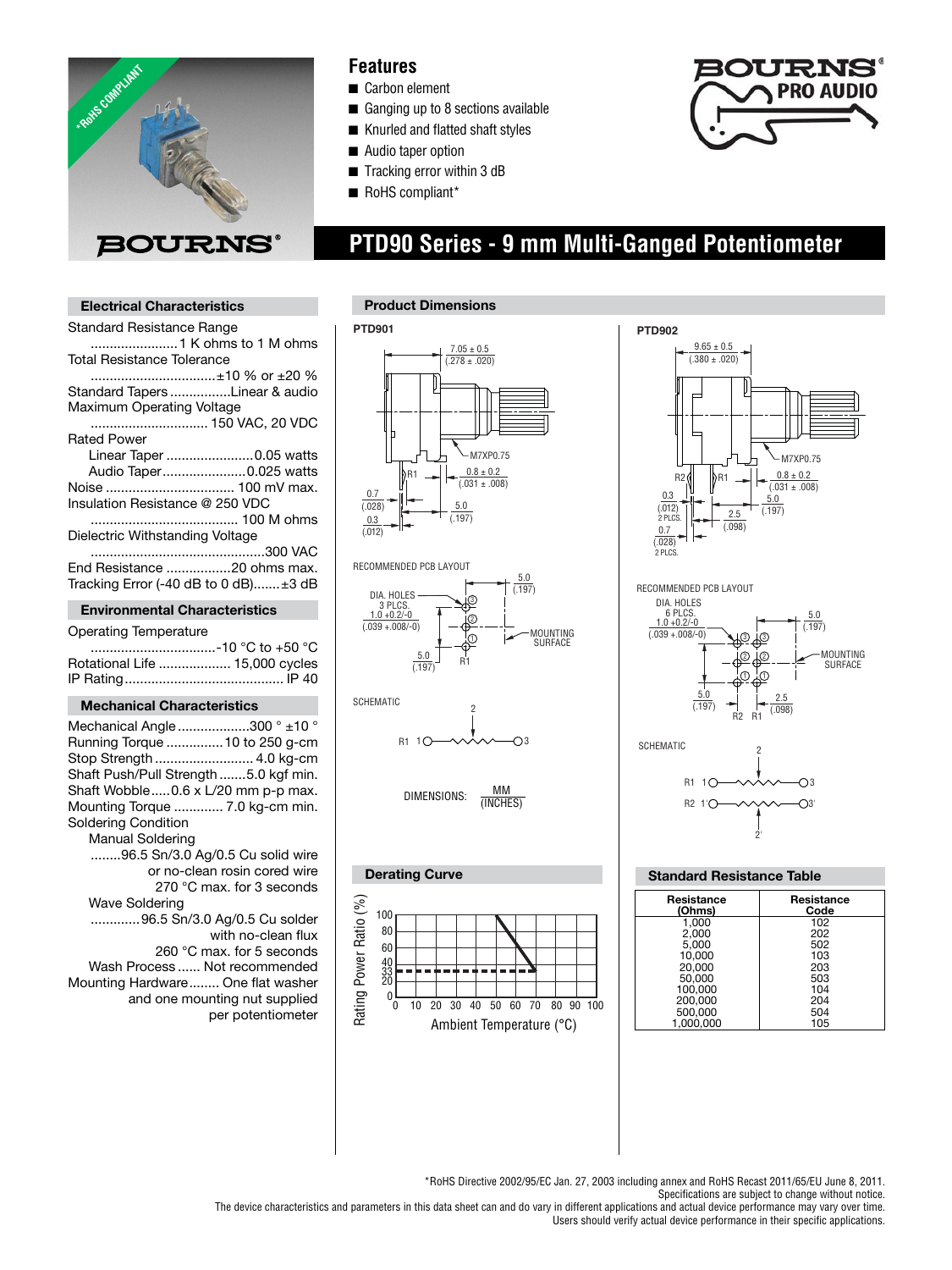# PTD90 Series - 9 mm Multi-Ganged Potentiometer

## Features

- Carbon element
- Ganging up to 8 sections available
- Knurled and flatted shaft styles
- Audio taper option
- Tracking error within 3 dB
- RoHS compliant*

## Electrical Characteristics

Standard Resistance Range
....................... 1 K ohms to 1 M ohms
Total Resistance Tolerance
................................. ±10 % or ±20 %
Standard Tapers ................ Linear & audio
Maximum Operating Voltage
............................... 150 VAC, 20 VDC
Rated Power
Linear Taper ....................... 0.05 watts
Audio Taper ...................... 0.025 watts
Noise ................................. 100 mV max.
Insulation Resistance @ 250 VDC
....................................... 100 M ohms
Dielectric Withstanding Voltage
............................................. 300 VAC
End Resistance ................. 20 ohms max.
Tracking Error (-40 dB to 0 dB)....... ±3 dB

## Environmental Characteristics

Operating Temperature
................................. -10 °C to +50 °C
Rotational Life ................... 15,000 cycles
IP Rating .......................................... IP 40

## Mechanical Characteristics

Mechanical Angle ................... 300 ° ±10 °
Running Torque ............... 10 to 250 g-cm
Stop Strength .......................... 4.0 kg-cm
Shaft Push/Pull Strength ....... 5.0 kgf min.
Shaft Wobble..... 0.6 x L/20 mm p-p max.
Mounting Torque ............. 7.0 kg-cm min.
Soldering Condition
Manual Soldering
........96.5 Sn/3.0 Ag/0.5 Cu solid wire or no-clean rosin cored wire 270 °C max. for 3 seconds
Wave Soldering
.............96.5 Sn/3.0 Ag/0.5 Cu solder with no-clean flux 260 °C max. for 5 seconds
Wash Process ...... Not recommended
Mounting Hardware........ One flat washer and one mounting nut supplied per potentiometer

## Product Dimensions

### PTD901

7.05 ± 0.5 (.278 ± .020)
M7XP0.75
R1
0.8 ± 0.2 (.031 ± .008)
0.7 (.028)
0.3 (.012)
5.0 (.197)

RECOMMENDED PCB LAYOUT

DIA. HOLES 3 PLCS. 1.0 +0.2/-0 (.039 +.008/-0)
5.0 (.197)
5.0 (.197)
MOUNTING SURFACE
R1

SCHEMATIC

DIMENSIONS: MM / (INCHES)

### PTD902

9.65 ± 0.5 (.380 ± .020)
M7XP0.75
R2, R1
0.8 ± 0.2 (.031 ± .008)
0.3 (.012) 2 PLCS.
0.7 (.028) 2 PLCS.
2.5 (.098)
5.0 (.197)

RECOMMENDED PCB LAYOUT

DIA. HOLES 6 PLCS. 1.0 +0.2/-0 (.039 +.008/-0)
5.0 (.197)
5.0 (.197)
2.5 (.098)
MOUNTING SURFACE
R2 R1

SCHEMATIC

## Derating Curve

Rating Power Ratio (%) vs. Ambient Temperature (°C)

## Standard Resistance Table

| Resistance (Ohms) | Resistance Code |
|---|---|
| 1,000 | 102 |
| 2,000 | 202 |
| 5,000 | 502 |
| 10,000 | 103 |
| 20,000 | 203 |
| 50,000 | 503 |
| 100,000 | 104 |
| 200,000 | 204 |
| 500,000 | 504 |
| 1,000,000 | 105 |

*RoHS Directive 2002/95/EC Jan. 27, 2003 including annex and RoHS Recast 2011/65/EU June 8, 2011.
Specifications are subject to change without notice.
The device characteristics and parameters in this data sheet can and do vary in different applications and actual device performance may vary over time.
Users should verify actual device performance in their specific applications.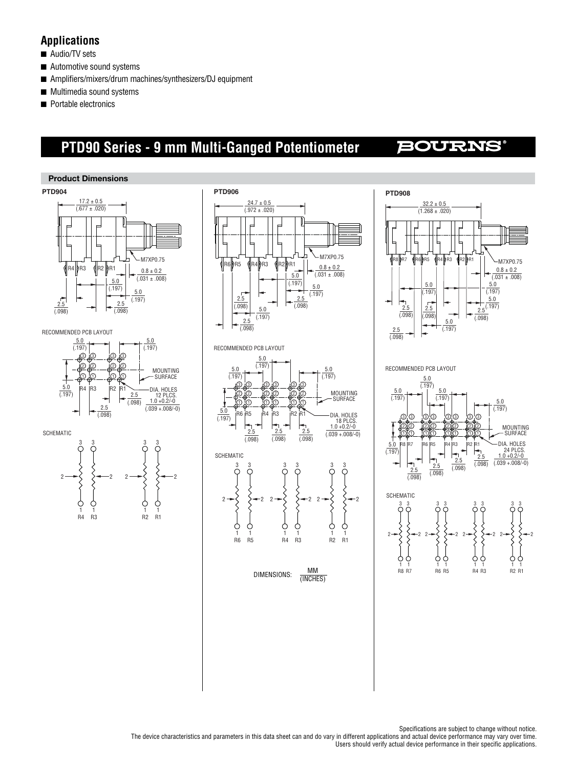## Applications

- Audio/TV sets
- Automotive sound systems
- Amplifiers/mixers/drum machines/synthesizers/DJ equipment
- Multimedia sound systems
- Portable electronics

# PTD90 Series - 9 mm Multi-Ganged Potentiometer

BOURNS®

### Product Dimensions

**PTD904**

17.2 ± 0.5 (.677 ± .020)

M7XP0.75

R4 R3 R2 R1

0.8 ± 0.2 (.031 ± .008)

5.0 (.197)

5.0 (.197)

2.5 (.098)

2.5 (.098)

RECOMMENDED PCB LAYOUT

5.0 (.197) 5.0 (.197)

MOUNTING SURFACE

5.0 (.197)

R4 R3 R2 R1

DIA. HOLES 12 PLCS. 1.0 +0.2/-0 (.039 +.008/-0)

2.5 (.098)

2.5 (.098)

SCHEMATIC

R4 R3 R2 R1

**PTD906**

24.7 ± 0.5 (.972 ± .020)

M7XP0.75

R6 R5 R4 R3 R2 R1

0.8 ± 0.2 (.031 ± .008)

5.0 (.197)

5.0 (.197)

2.5 (.098)

2.5 (.098)

5.0 (.197)

2.5 (.098)

RECOMMENDED PCB LAYOUT

5.0 (.197) 5.0 (.197) 5.0 (.197)

MOUNTING SURFACE

5.0 (.197)

R6 R5 R4 R3 R2 R1

DIA. HOLES 18 PLCS. 1.0 +0.2/-0 (.039 +.008/-0)

2.5 (.098) 2.5 (.098) 2.5 (.098)

SCHEMATIC

R6 R5 R4 R3 R2 R1

DIMENSIONS: MM (INCHES)

**PTD908**

32.2 ± 0.5 (1.268 ± .020)

M7XP0.75

R8 R7 R6 R5 R4 R3 R2 R1

0.8 ± 0.2 (.031 ± .008)

5.0 (.197)

5.0 (.197)

5.0 (.197)

2.5 (.098)

2.5 (.098)

2.5 (.098)

5.0 (.197)

2.5 (.098)

RECOMMENDED PCB LAYOUT

5.0 (.197) 5.0 (.197) 5.0 (.197) 5.0 (.197)

MOUNTING SURFACE

5.0 (.197)

R8 R7 R6 R5 R4 R3 R2 R1

DIA. HOLES 24 PLCS. 1.0 +0.2/-0 (.039 +.008/-0)

2.5 (.098) 2.5 (.098) 2.5 (.098) 2.5 (.098)

SCHEMATIC

R8 R7 R6 R5 R4 R3 R2 R1

Specifications are subject to change without notice.
The device characteristics and parameters in this data sheet can and do vary in different applications and actual device performance may vary over time.
Users should verify actual device performance in their specific applications.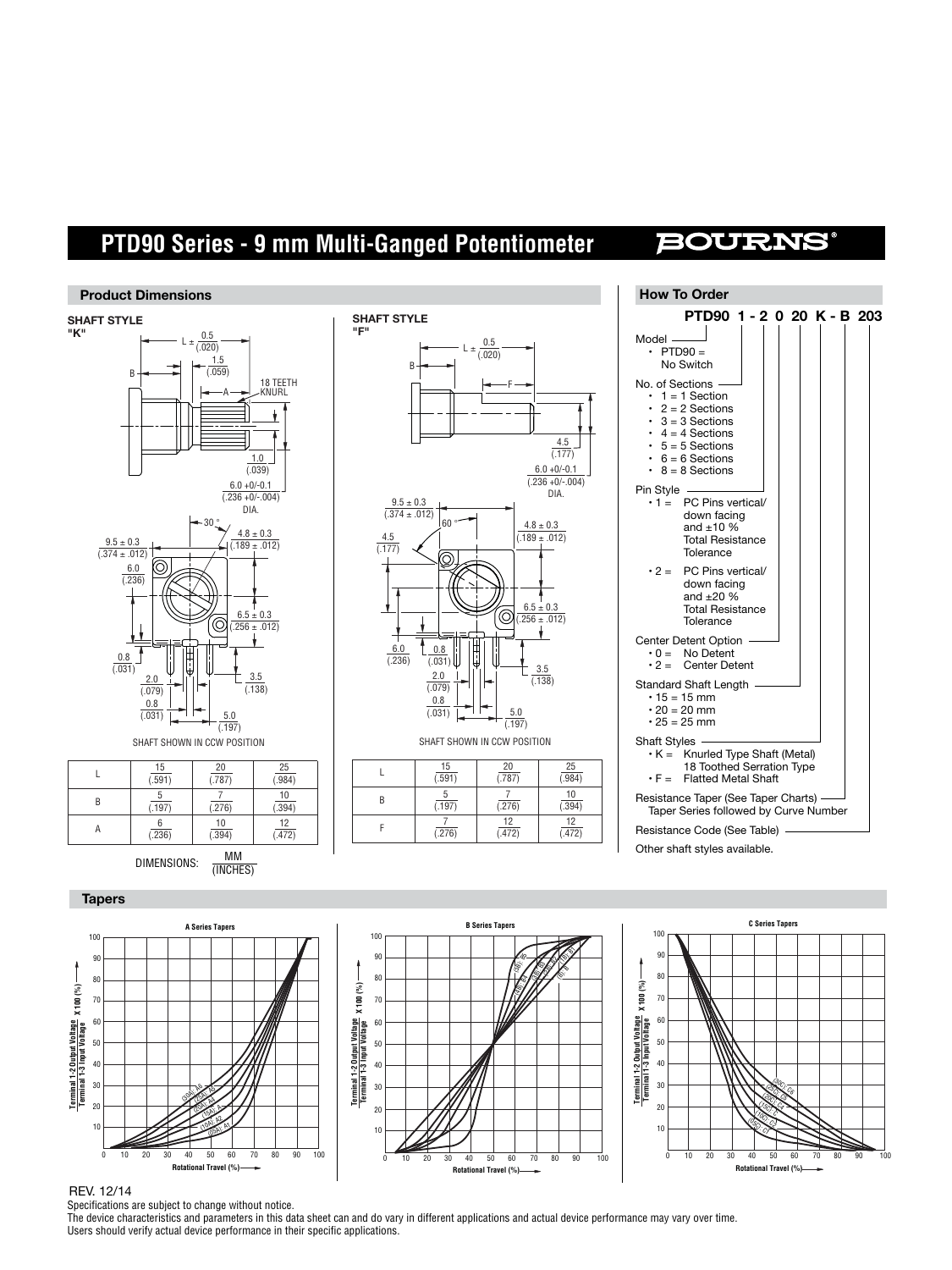# PTD90 Series - 9 mm Multi-Ganged Potentiometer

## Product Dimensions

**SHAFT STYLE "K"**

L ± 0.5 (.020)
1.5 (.059)
B
A
18 TEETH KNURL
1.0 (.039)
6.0 +0/-0.1 (.236 +0/-.004) DIA.
30 °
4.8 ± 0.3 (.189 ± .012)
9.5 ± 0.3 (.374 ± .012)
6.0 (.236)
6.5 ± 0.3 (.256 ± .012)
0.8 (.031)
2.0 (.079)
0.8 (.031)
3.5 (.138)
5.0 (.197)

SHAFT SHOWN IN CCW POSITION

| | | | |
|---|---|---|---|
| L | 15 (.591) | 20 (.787) | 25 (.984) |
| B | 5 (.197) | 7 (.276) | 10 (.394) |
| A | 6 (.236) | 10 (.394) | 12 (.472) |

DIMENSIONS: MM (INCHES)

**SHAFT STYLE "F"**

L ± 0.5 (.020)
B
F
4.5 (.177)
6.0 +0/-0.1 (.236 +0/-.004) DIA.
9.5 ± 0.3 (.374 ± .012)
60 °
4.8 ± 0.3 (.189 ± .012)
4.5 (.177)
6.5 ± 0.3 (.256 ± .012)
6.0 (.236)
0.8 (.031)
2.0 (.079)
0.8 (.031)
3.5 (.138)
5.0 (.197)

SHAFT SHOWN IN CCW POSITION

| | | | |
|---|---|---|---|
| L | 15 (.591) | 20 (.787) | 25 (.984) |
| B | 5 (.197) | 7 (.276) | 10 (.394) |
| F | 7 (.276) | 12 (.472) | 12 (.472) |

## How To Order

**PTD90 1 - 2 0 20 K - B 203**

Model
- PTD90 = No Switch

No. of Sections
- 1 = 1 Section
- 2 = 2 Sections
- 3 = 3 Sections
- 4 = 4 Sections
- 5 = 5 Sections
- 6 = 6 Sections
- 8 = 8 Sections

Pin Style
- 1 = PC Pins vertical/ down facing and ±10 % Total Resistance Tolerance
- 2 = PC Pins vertical/ down facing and ±20 % Total Resistance Tolerance

Center Detent Option
- 0 = No Detent
- 2 = Center Detent

Standard Shaft Length
- 15 = 15 mm
- 20 = 20 mm
- 25 = 25 mm

Shaft Styles
- K = Knurled Type Shaft (Metal) 18 Toothed Serration Type
- F = Flatted Metal Shaft

Resistance Taper (See Taper Charts)
Taper Series followed by Curve Number

Resistance Code (See Table)

Other shaft styles available.

## Tapers

**A Series Tapers**

Terminal 1-2 Output Voltage / Terminal 1-3 Input Voltage X 100 (%)
Rotational Travel (%)
(30A) A6, (25A) A5, (20A) A4, (15A) A, (10A) A2, (05A) A1

**B Series Tapers**

Terminal 1-2 Output Voltage / Terminal 1-3 Input Voltage X 100 (%)
Rotational Travel (%)
(5B) B5, (15B) B4, (30B) B3, (B) B2, (10B) B1

**C Series Tapers**

Terminal 1-2 Output Voltage / Terminal 1-3 Input Voltage X 100 (%)
Rotational Travel (%)
(30C) C6, (25C) C5, (20C) C4, (15C) C, (10C) C2, (05C) C1

REV. 12/14

Specifications are subject to change without notice.
The device characteristics and parameters in this data sheet can and do vary in different applications and actual device performance may vary over time.
Users should verify actual device performance in their specific applications.